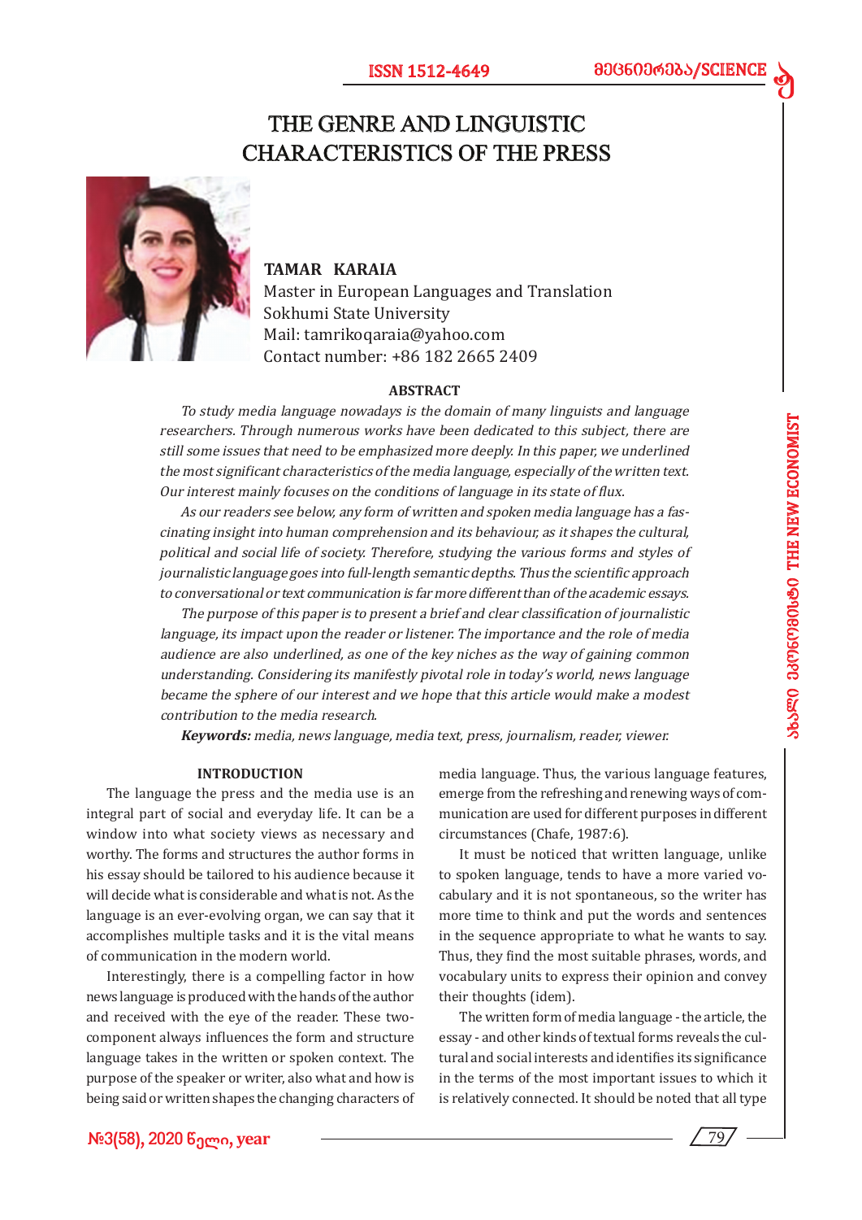# THE GENRE AND LINGUISTIC CHARACTERISTICS OF THE PRESS

**TAMAR KARAIA**
Master in European Languages and Translation
Sokhumi State University
Mail: tamrikoqaraia@yahoo.com
Contact number: +86 182 2665 2409

## ABSTRACT

*To study media language nowadays is the domain of many linguists and language researchers. Through numerous works have been dedicated to this subject, there are still some issues that need to be emphasized more deeply. In this paper, we underlined the most significant characteristics of the media language, especially of the written text. Our interest mainly focuses on the conditions of language in its state of flux.*

*As our readers see below, any form of written and spoken media language has a fascinating insight into human comprehension and its behaviour, as it shapes the cultural, political and social life of society. Therefore, studying the various forms and styles of journalistic language goes into full-length semantic depths. Thus the scientific approach to conversational or text communication is far more different than of the academic essays.*

*The purpose of this paper is to present a brief and clear classification of journalistic language, its impact upon the reader or listener. The importance and the role of media audience are also underlined, as one of the key niches as the way of gaining common understanding. Considering its manifestly pivotal role in today's world, news language became the sphere of our interest and we hope that this article would make a modest contribution to the media research.*

***Keywords:*** *media, news language, media text, press, journalism, reader, viewer.*

## INTRODUCTION

The language the press and the media use is an integral part of social and everyday life. It can be a window into what society views as necessary and worthy. The forms and structures the author forms in his essay should be tailored to his audience because it will decide what is considerable and what is not. As the language is an ever-evolving organ, we can say that it accomplishes multiple tasks and it is the vital means of communication in the modern world.

Interestingly, there is a compelling factor in how news language is produced with the hands of the author and received with the eye of the reader. These two-component always influences the form and structure language takes in the written or spoken context. The purpose of the speaker or writer, also what and how is being said or written shapes the changing characters of media language. Thus, the various language features, emerge from the refreshing and renewing ways of communication are used for different purposes in different circumstances (Chafe, 1987:6).

It must be noticed that written language, unlike to spoken language, tends to have a more varied vocabulary and it is not spontaneous, so the writer has more time to think and put the words and sentences in the sequence appropriate to what he wants to say. Thus, they find the most suitable phrases, words, and vocabulary units to express their opinion and convey their thoughts (idem).

The written form of media language - the article, the essay - and other kinds of textual forms reveals the cultural and social interests and identifies its significance in the terms of the most important issues to which it is relatively connected. It should be noted that all type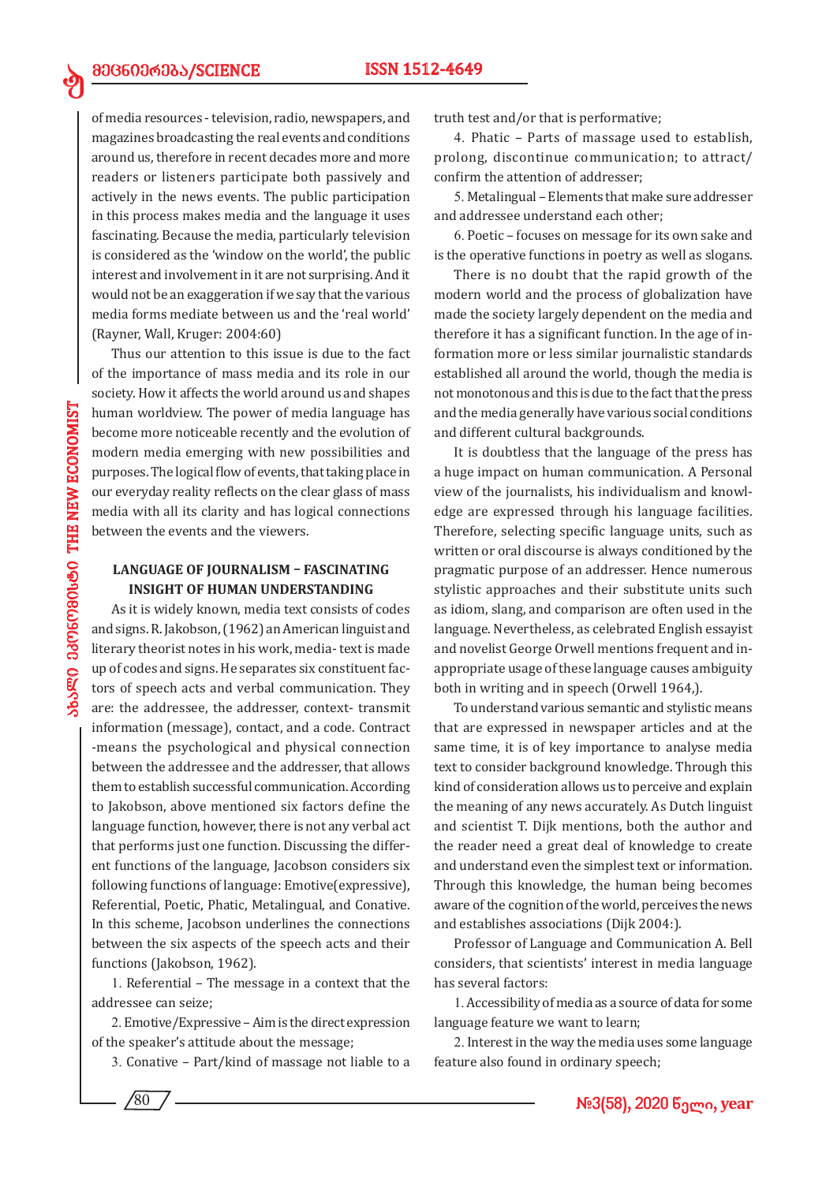of media resources - television, radio, newspapers, and magazines broadcasting the real events and conditions around us, therefore in recent decades more and more readers or listeners participate both passively and actively in the news events. The public participation in this process makes media and the language it uses fascinating. Because the media, particularly television is considered as the 'window on the world', the public interest and involvement in it are not surprising. And it would not be an exaggeration if we say that the various media forms mediate between us and the 'real world' (Rayner, Wall, Kruger: 2004:60)

Thus our attention to this issue is due to the fact of the importance of mass media and its role in our society. How it affects the world around us and shapes human worldview. The power of media language has become more noticeable recently and the evolution of modern media emerging with new possibilities and purposes. The logical flow of events, that taking place in our everyday reality reflects on the clear glass of mass media with all its clarity and has logical connections between the events and the viewers.

## LANGUAGE OF JOURNALISM – FASCINATING INSIGHT OF HUMAN UNDERSTANDING

As it is widely known, media text consists of codes and signs. R. Jakobson, (1962) an American linguist and literary theorist notes in his work, media- text is made up of codes and signs. He separates six constituent factors of speech acts and verbal communication. They are: the addressee, the addresser, context- transmit information (message), contact, and a code. Contract -means the psychological and physical connection between the addressee and the addresser, that allows them to establish successful communication. According to Jakobson, above mentioned six factors define the language function, however, there is not any verbal act that performs just one function. Discussing the different functions of the language, Jacobson considers six following functions of language: Emotive(expressive), Referential, Poetic, Phatic, Metalingual, and Conative. In this scheme, Jacobson underlines the connections between the six aspects of the speech acts and their functions (Jakobson, 1962).

1. Referential – The message in a context that the addressee can seize;
2. Emotive/Expressive – Aim is the direct expression of the speaker's attitude about the message;
3. Conative – Part/kind of massage not liable to a truth test and/or that is performative;
4. Phatic – Parts of massage used to establish, prolong, discontinue communication; to attract/confirm the attention of addresser;
5. Metalingual – Elements that make sure addresser and addressee understand each other;
6. Poetic – focuses on message for its own sake and is the operative functions in poetry as well as slogans.

There is no doubt that the rapid growth of the modern world and the process of globalization have made the society largely dependent on the media and therefore it has a significant function. In the age of information more or less similar journalistic standards established all around the world, though the media is not monotonous and this is due to the fact that the press and the media generally have various social conditions and different cultural backgrounds.

It is doubtless that the language of the press has a huge impact on human communication. A Personal view of the journalists, his individualism and knowledge are expressed through his language facilities. Therefore, selecting specific language units, such as written or oral discourse is always conditioned by the pragmatic purpose of an addresser. Hence numerous stylistic approaches and their substitute units such as idiom, slang, and comparison are often used in the language. Nevertheless, as celebrated English essayist and novelist George Orwell mentions frequent and inappropriate usage of these language causes ambiguity both in writing and in speech (Orwell 1964,).

To understand various semantic and stylistic means that are expressed in newspaper articles and at the same time, it is of key importance to analyse media text to consider background knowledge. Through this kind of consideration allows us to perceive and explain the meaning of any news accurately. As Dutch linguist and scientist T. Dijk mentions, both the author and the reader need a great deal of knowledge to create and understand even the simplest text or information. Through this knowledge, the human being becomes aware of the cognition of the world, perceives the news and establishes associations (Dijk 2004:).

Professor of Language and Communication A. Bell considers, that scientists' interest in media language has several factors:

1. Accessibility of media as a source of data for some language feature we want to learn;
2. Interest in the way the media uses some language feature also found in ordinary speech;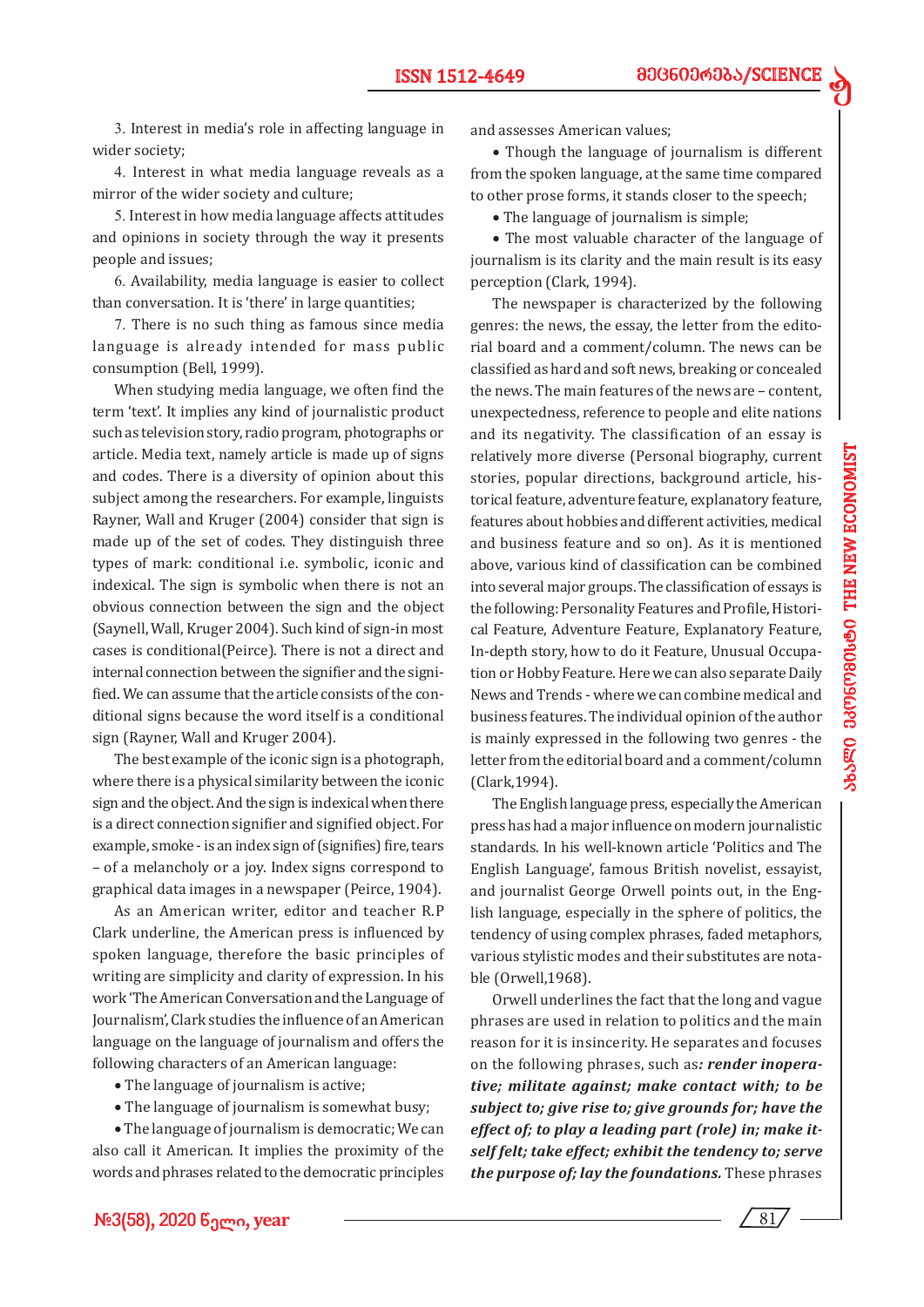3. Interest in media's role in affecting language in wider society;

4. Interest in what media language reveals as a mirror of the wider society and culture;

5. Interest in how media language affects attitudes and opinions in society through the way it presents people and issues;

6. Availability, media language is easier to collect than conversation. It is 'there' in large quantities;

7. There is no such thing as famous since media language is already intended for mass public consumption (Bell, 1999).

When studying media language, we often find the term 'text'. It implies any kind of journalistic product such as television story, radio program, photographs or article. Media text, namely article is made up of signs and codes. There is a diversity of opinion about this subject among the researchers. For example, linguists Rayner, Wall and Kruger (2004) consider that sign is made up of the set of codes. They distinguish three types of mark: conditional i.e. symbolic, iconic and indexical. The sign is symbolic when there is not an obvious connection between the sign and the object (Saynell, Wall, Kruger 2004). Such kind of sign-in most cases is conditional(Peirce). There is not a direct and internal connection between the signifier and the signified. We can assume that the article consists of the conditional signs because the word itself is a conditional sign (Rayner, Wall and Kruger 2004).

The best example of the iconic sign is a photograph, where there is a physical similarity between the iconic sign and the object. And the sign is indexical when there is a direct connection signifier and signified object. For example, smoke - is an index sign of (signifies) fire, tears – of a melancholy or a joy. Index signs correspond to graphical data images in a newspaper (Peirce, 1904).

As an American writer, editor and teacher R.P Clark underline, the American press is influenced by spoken language, therefore the basic principles of writing are simplicity and clarity of expression. In his work 'The American Conversation and the Language of Journalism', Clark studies the influence of an American language on the language of journalism and offers the following characters of an American language:

- The language of journalism is active;
- The language of journalism is somewhat busy;
- The language of journalism is democratic; We can also call it American. It implies the proximity of the words and phrases related to the democratic principles and assesses American values;
- Though the language of journalism is different from the spoken language, at the same time compared to other prose forms, it stands closer to the speech;
- The language of journalism is simple;
- The most valuable character of the language of journalism is its clarity and the main result is its easy perception (Clark, 1994).

The newspaper is characterized by the following genres: the news, the essay, the letter from the editorial board and a comment/column. The news can be classified as hard and soft news, breaking or concealed the news. The main features of the news are – content, unexpectedness, reference to people and elite nations and its negativity. The classification of an essay is relatively more diverse (Personal biography, current stories, popular directions, background article, historical feature, adventure feature, explanatory feature, features about hobbies and different activities, medical and business feature and so on). As it is mentioned above, various kind of classification can be combined into several major groups. The classification of essays is the following: Personality Features and Profile, Historical Feature, Adventure Feature, Explanatory Feature, In-depth story, how to do it Feature, Unusual Occupation or Hobby Feature. Here we can also separate Daily News and Trends - where we can combine medical and business features. The individual opinion of the author is mainly expressed in the following two genres - the letter from the editorial board and a comment/column (Clark,1994).

The English language press, especially the American press has had a major influence on modern journalistic standards. In his well-known article 'Politics and The English Language', famous British novelist, essayist, and journalist George Orwell points out, in the English language, especially in the sphere of politics, the tendency of using complex phrases, faded metaphors, various stylistic modes and their substitutes are notable (Orwell,1968).

Orwell underlines the fact that the long and vague phrases are used in relation to politics and the main reason for it is insincerity. He separates and focuses on the following phrases, such as***: render inoperative; militate against; make contact with; to be subject to; give rise to; give grounds for; have the effect of; to play a leading part (role) in; make itself felt; take effect; exhibit the tendency to; serve the purpose of; lay the foundations.*** These phrases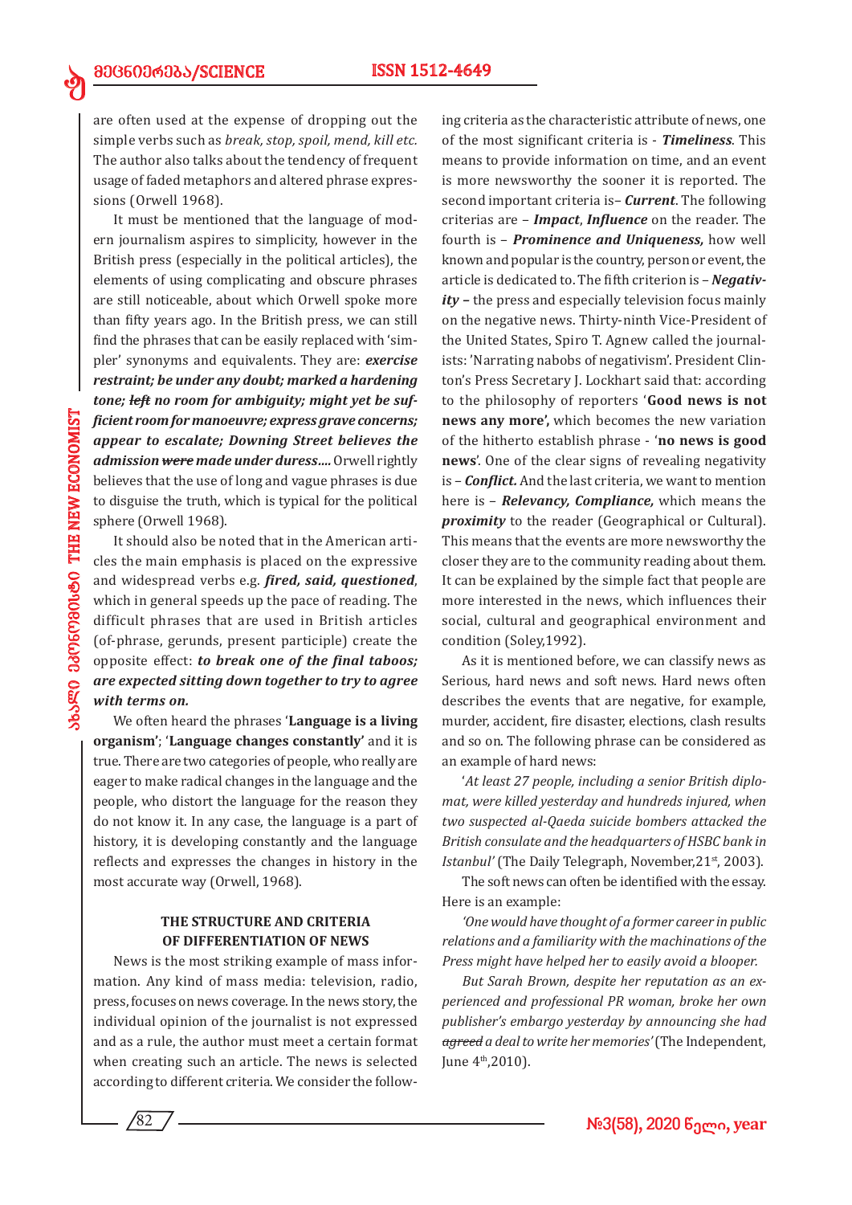are often used at the expense of dropping out the simple verbs such as *break, stop, spoil, mend, kill etc.* The author also talks about the tendency of frequent usage of faded metaphors and altered phrase expressions (Orwell 1968).

It must be mentioned that the language of modern journalism aspires to simplicity, however in the British press (especially in the political articles), the elements of using complicating and obscure phrases are still noticeable, about which Orwell spoke more than fifty years ago. In the British press, we can still find the phrases that can be easily replaced with 'simpler' synonyms and equivalents. They are: ***exercise restraint; be under any doubt; marked a hardening tone; ~~left~~ no room for ambiguity; might yet be sufficient room for manoeuvre; express grave concerns; appear to escalate; Downing Street believes the admission ~~were~~ made under duress....*** Orwell rightly believes that the use of long and vague phrases is due to disguise the truth, which is typical for the political sphere (Orwell 1968).

It should also be noted that in the American articles the main emphasis is placed on the expressive and widespread verbs e.g. ***fired, said, questioned***, which in general speeds up the pace of reading. The difficult phrases that are used in British articles (of-phrase, gerunds, present participle) create the opposite effect: ***to break one of the final taboos; are expected sitting down together to try to agree with terms on.***

We often heard the phrases '**Language is a living organism**'; '**Language changes constantly'** and it is true. There are two categories of people, who really are eager to make radical changes in the language and the people, who distort the language for the reason they do not know it. In any case, the language is a part of history, it is developing constantly and the language reflects and expresses the changes in history in the most accurate way (Orwell, 1968).

## THE STRUCTURE AND CRITERIA OF DIFFERENTIATION OF NEWS

News is the most striking example of mass information. Any kind of mass media: television, radio, press, focuses on news coverage. In the news story, the individual opinion of the journalist is not expressed and as a rule, the author must meet a certain format when creating such an article. The news is selected according to different criteria. We consider the following criteria as the characteristic attribute of news, one of the most significant criteria is - ***Timeliness***. This means to provide information on time, and an event is more newsworthy the sooner it is reported. The second important criteria is– ***Current***. The following criterias are – ***Impact***, ***Influence*** on the reader. The fourth is – ***Prominence and Uniqueness,*** how well known and popular is the country, person or event, the article is dedicated to. The fifth criterion is – ***Negativity –*** the press and especially television focus mainly on the negative news. Thirty-ninth Vice-President of the United States, Spiro T. Agnew called the journalists: 'Narrating nabobs of negativism'. President Clinton's Press Secretary J. Lockhart said that: according to the philosophy of reporters '**Good news is not news any more',** which becomes the new variation of the hitherto establish phrase - '**no news is good news**'. One of the clear signs of revealing negativity is – ***Conflict.*** And the last criteria, we want to mention here is – ***Relevancy, Compliance,*** which means the ***proximity*** to the reader (Geographical or Cultural). This means that the events are more newsworthy the closer they are to the community reading about them. It can be explained by the simple fact that people are more interested in the news, which influences their social, cultural and geographical environment and condition (Soley,1992).

As it is mentioned before, we can classify news as Serious, hard news and soft news. Hard news often describes the events that are negative, for example, murder, accident, fire disaster, elections, clash results and so on. The following phrase can be considered as an example of hard news:

'*At least 27 people, including a senior British diplomat, were killed yesterday and hundreds injured, when two suspected al-Qaeda suicide bombers attacked the British consulate and the headquarters of HSBC bank in Istanbul'* (The Daily Telegraph, November,21st, 2003).

The soft news can often be identified with the essay. Here is an example:

*'One would have thought of a former career in public relations and a familiarity with the machinations of the Press might have helped her to easily avoid a blooper.*

*But Sarah Brown, despite her reputation as an experienced and professional PR woman, broke her own publisher's embargo yesterday by announcing she had ~~agreed~~ a deal to write her memories'* (The Independent, June 4th,2010).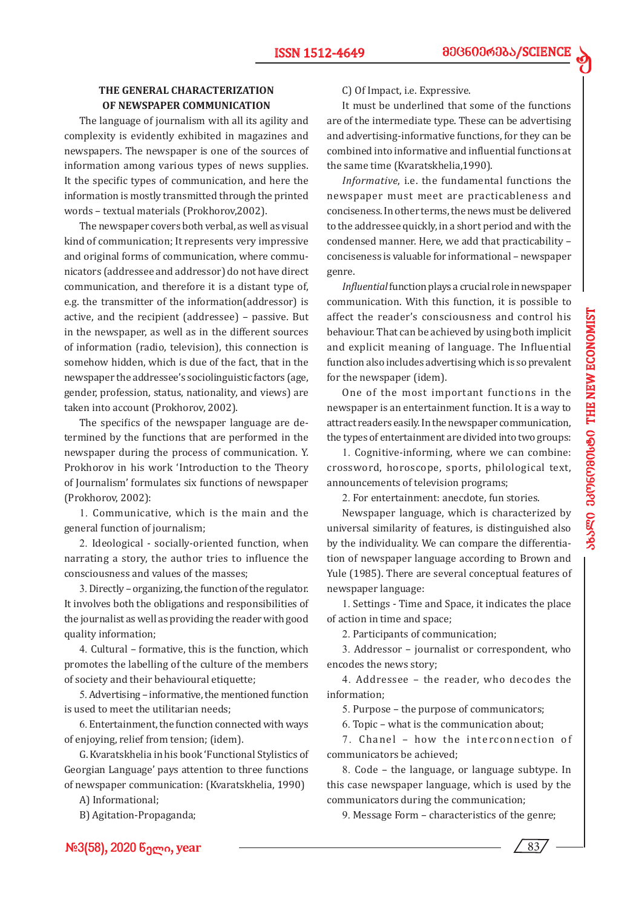### THE GENERAL CHARACTERIZATION OF NEWSPAPER COMMUNICATION

The language of journalism with all its agility and complexity is evidently exhibited in magazines and newspapers. The newspaper is one of the sources of information among various types of news supplies. It the specific types of communication, and here the information is mostly transmitted through the printed words – textual materials (Prokhorov,2002).

The newspaper covers both verbal, as well as visual kind of communication; It represents very impressive and original forms of communication, where communicators (addressee and addressor) do not have direct communication, and therefore it is a distant type of, e.g. the transmitter of the information(addressor) is active, and the recipient (addressee) – passive. But in the newspaper, as well as in the different sources of information (radio, television), this connection is somehow hidden, which is due of the fact, that in the newspaper the addressee's sociolinguistic factors (age, gender, profession, status, nationality, and views) are taken into account (Prokhorov, 2002).

The specifics of the newspaper language are determined by the functions that are performed in the newspaper during the process of communication. Y. Prokhorov in his work 'Introduction to the Theory of Journalism' formulates six functions of newspaper (Prokhorov, 2002):

1. Communicative, which is the main and the general function of journalism;
2. Ideological - socially-oriented function, when narrating a story, the author tries to influence the consciousness and values of the masses;
3. Directly – organizing, the function of the regulator. It involves both the obligations and responsibilities of the journalist as well as providing the reader with good quality information;
4. Cultural – formative, this is the function, which promotes the labelling of the culture of the members of society and their behavioural etiquette;
5. Advertising – informative, the mentioned function is used to meet the utilitarian needs;
6. Entertainment, the function connected with ways of enjoying, relief from tension; (idem).

G. Kvaratskhelia in his book 'Functional Stylistics of Georgian Language' pays attention to three functions of newspaper communication: (Kvaratskhelia, 1990)

A) Informational;

B) Agitation-Propaganda;

C) Of Impact, i.e. Expressive.

It must be underlined that some of the functions are of the intermediate type. These can be advertising and advertising-informative functions, for they can be combined into informative and influential functions at the same time (Kvaratskhelia,1990).

*Informative*, i.e. the fundamental functions the newspaper must meet are practicableness and conciseness. In other terms, the news must be delivered to the addressee quickly, in a short period and with the condensed manner. Here, we add that practicability – conciseness is valuable for informational – newspaper genre.

*Influential* function plays a crucial role in newspaper communication. With this function, it is possible to affect the reader's consciousness and control his behaviour. That can be achieved by using both implicit and explicit meaning of language. The Influential function also includes advertising which is so prevalent for the newspaper (idem).

One of the most important functions in the newspaper is an entertainment function. It is a way to attract readers easily. In the newspaper communication, the types of entertainment are divided into two groups:

1. Cognitive-informing, where we can combine: crossword, horoscope, sports, philological text, announcements of television programs;
2. For entertainment: anecdote, fun stories.

Newspaper language, which is characterized by universal similarity of features, is distinguished also by the individuality. We can compare the differentiation of newspaper language according to Brown and Yule (1985). There are several conceptual features of newspaper language:

1. Settings - Time and Space, it indicates the place of action in time and space;
2. Participants of communication;
3. Addressor – journalist or correspondent, who encodes the news story;
4. Addressee – the reader, who decodes the information;
5. Purpose – the purpose of communicators;
6. Topic – what is the communication about;
7. Chanel – how the interconnection of communicators be achieved;
8. Code – the language, or language subtype. In this case newspaper language, which is used by the communicators during the communication;
9. Message Form – characteristics of the genre;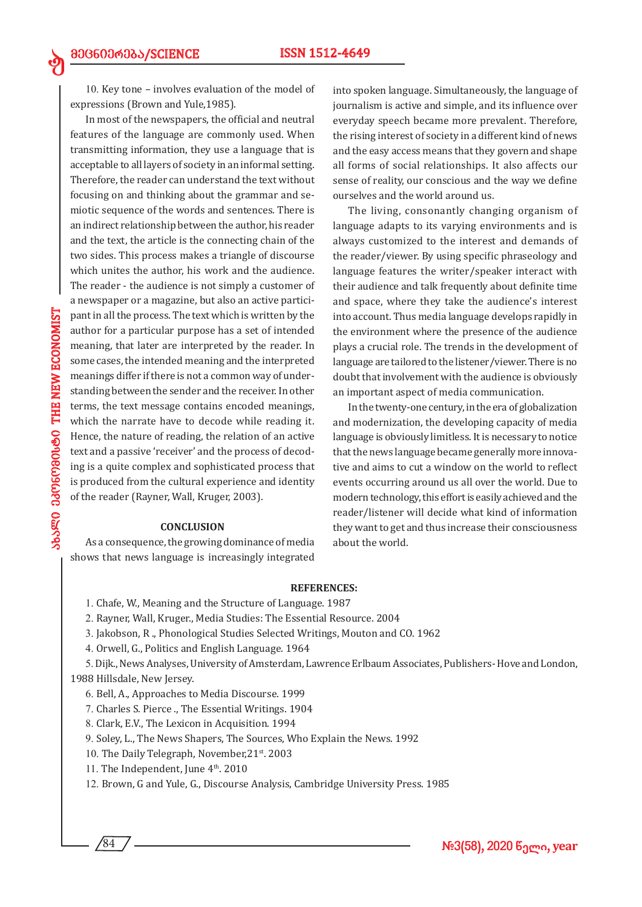10. Key tone – involves evaluation of the model of expressions (Brown and Yule,1985).

In most of the newspapers, the official and neutral features of the language are commonly used. When transmitting information, they use a language that is acceptable to all layers of society in an informal setting. Therefore, the reader can understand the text without focusing on and thinking about the grammar and semiotic sequence of the words and sentences. There is an indirect relationship between the author, his reader and the text, the article is the connecting chain of the two sides. This process makes a triangle of discourse which unites the author, his work and the audience. The reader - the audience is not simply a customer of a newspaper or a magazine, but also an active participant in all the process. The text which is written by the author for a particular purpose has a set of intended meaning, that later are interpreted by the reader. In some cases, the intended meaning and the interpreted meanings differ if there is not a common way of understanding between the sender and the receiver. In other terms, the text message contains encoded meanings, which the narrate have to decode while reading it. Hence, the nature of reading, the relation of an active text and a passive 'receiver' and the process of decoding is a quite complex and sophisticated process that is produced from the cultural experience and identity of the reader (Rayner, Wall, Kruger, 2003).

## CONCLUSION

As a consequence, the growing dominance of media shows that news language is increasingly integrated into spoken language. Simultaneously, the language of journalism is active and simple, and its influence over everyday speech became more prevalent. Therefore, the rising interest of society in a different kind of news and the easy access means that they govern and shape all forms of social relationships. It also affects our sense of reality, our conscious and the way we define ourselves and the world around us.

The living, consonantly changing organism of language adapts to its varying environments and is always customized to the interest and demands of the reader/viewer. By using specific phraseology and language features the writer/speaker interact with their audience and talk frequently about definite time and space, where they take the audience's interest into account. Thus media language develops rapidly in the environment where the presence of the audience plays a crucial role. The trends in the development of language are tailored to the listener/viewer. There is no doubt that involvement with the audience is obviously an important aspect of media communication.

In the twenty-one century, in the era of globalization and modernization, the developing capacity of media language is obviously limitless. It is necessary to notice that the news language became generally more innovative and aims to cut a window on the world to reflect events occurring around us all over the world. Due to modern technology, this effort is easily achieved and the reader/listener will decide what kind of information they want to get and thus increase their consciousness about the world.

## REFERENCES:

1. Chafe, W., Meaning and the Structure of Language. 1987
2. Rayner, Wall, Kruger., Media Studies: The Essential Resource. 2004
3. Jakobson, R ., Phonological Studies Selected Writings, Mouton and CO. 1962
4. Orwell, G., Politics and English Language. 1964
5. Dijk., News Analyses, University of Amsterdam, Lawrence Erlbaum Associates, Publishers- Hove and London, 1988 Hillsdale, New Jersey.
6. Bell, A., Approaches to Media Discourse. 1999
7. Charles S. Pierce ., The Essential Writings. 1904
8. Clark, E.V., The Lexicon in Acquisition. 1994
9. Soley, L., The News Shapers, The Sources, Who Explain the News. 1992
10. The Daily Telegraph, November,21st. 2003
11. The Independent, June 4th. 2010
12. Brown, G and Yule, G., Discourse Analysis, Cambridge University Press. 1985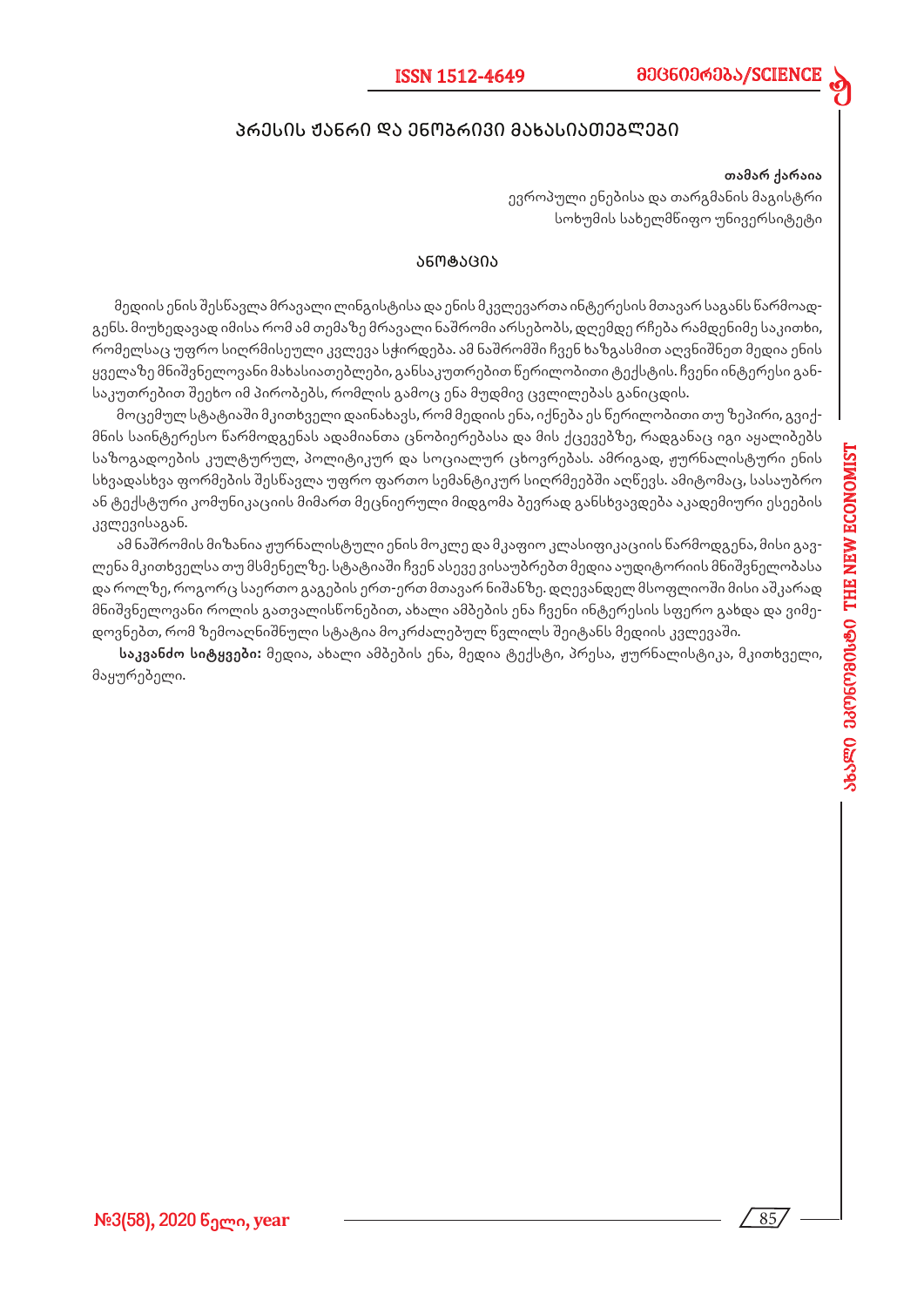## პრესის ჟანრი და ენობრივი მახასიათებლები

**თამარ ქარაია**

ევროპული ენებისა და თარგმანის მაგისტრი
სოხუმის სახელმწიფო უნივერსიტეტი

### ანოტაცია

მედიის ენის შესწავლა მრავალი ლინგვისტისა და ენის მკვლევართა ინტერესის მთავარ საგანს წარმოადგენს. მიუხედავად იმისა რომ ამ თემაზე მრავალი ნაშრომი არსებობს, დღემდე რჩება რამდენიმე საკითხი, რომელსაც უფრო სიღრმისეული კვლევა სჭირდება. ამ ნაშრომში ჩვენ ხაზგასმით აღვნიშნეთ მედია ენის ყველაზე მნიშვნელოვანი მახასიათებლები, განსაკუთრებით წერილობითი ტექსტის. ჩვენი ინტერესი განსაკუთრებით შეეხო იმ პირობებს, რომლის გამოც ენა მუდმივ ცვლილებას განიცდის.

მოცემულ სტატიაში მკითხველი დაინახავს, რომ მედიის ენა, იქნება ეს წერილობითი თუ ზეპირი, გვიქმნის საინტერესო წარმოდგენას ადამიანთა ცნობიერებასა და მის ქცევებზე, რადგანაც იგი აყალიბებს საზოგადოების კულტურულ, პოლიტიკურ და სოციალურ ცხოვრებას. ამრიგად, ჟურნალისტური ენის სხვადასხვა ფორმების შესწავლა უფრო ფართო სემანტიკურ სიღრმეებში აღწევს. ამიტომაც, სასაუბრო ან ტექსტური კომუნიკაციის მიმართ მეცნიერული მიდგომა ბევრად განსხვავდება აკადემიური ესეების კვლევისაგან.

ამ ნაშრომის მიზანია ჟურნალისტური ენის მოკლე და მკაფიო კლასიფიკაციის წარმოდგენა, მისი გავლენა მკითხველსა თუ მსმენელზე. სტატიაში ჩვენ ასევე ვისაუბრებთ მედია აუდიტორიის მნიშვნელობასა და როლზე, როგორც საერთო გაგების ერთ-ერთ მთავარ ნიშანზე. დღევანდელ მსოფლიოში მისი აშკარად მნიშვნელოვანი როლის გათვალისწინებით, ახალი ამბების ენა ჩვენი ინტერესის სფერო გახდა და ვიმედოვნებთ, რომ ზემოაღნიშნული სტატია მოკრძალებულ წვლილს შეიტანს მედიის კვლევაში.

**საკვანძო სიტყვები:** მედია, ახალი ამბების ენა, მედია ტექსტი, პრესა, ჟურნალისტიკა, მკითხველი, მაყურებელი.